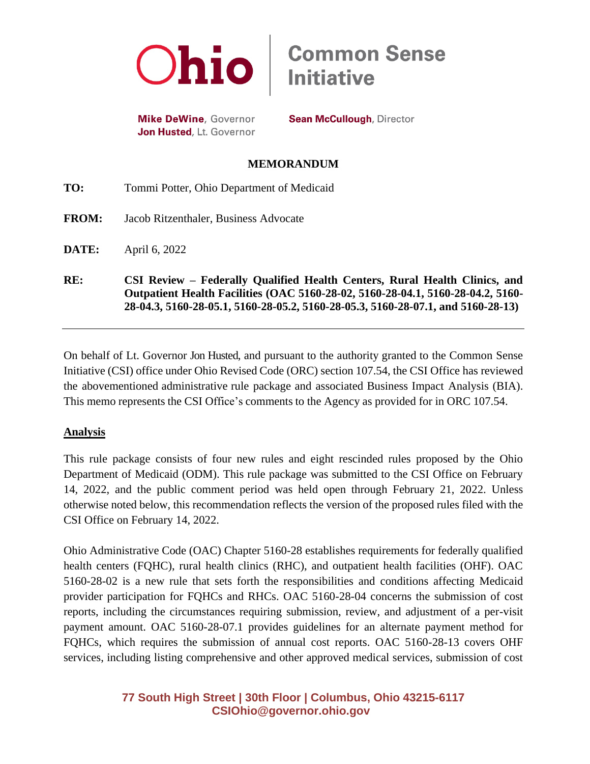# Ohio | Common Sense Initiative

**Mike DeWine**, Governor
**Jon Husted**, Lt. Governor

**Sean McCullough**, Director

**MEMORANDUM**

**TO:** Tommi Potter, Ohio Department of Medicaid

**FROM:** Jacob Ritzenthaler, Business Advocate

**DATE:** April 6, 2022

**RE:** **CSI Review – Federally Qualified Health Centers, Rural Health Clinics, and Outpatient Health Facilities (OAC 5160-28-02, 5160-28-04.1, 5160-28-04.2, 5160-28-04.3, 5160-28-05.1, 5160-28-05.2, 5160-28-05.3, 5160-28-07.1, and 5160-28-13)**

---

On behalf of Lt. Governor Jon Husted, and pursuant to the authority granted to the Common Sense Initiative (CSI) office under Ohio Revised Code (ORC) section 107.54, the CSI Office has reviewed the abovementioned administrative rule package and associated Business Impact Analysis (BIA). This memo represents the CSI Office's comments to the Agency as provided for in ORC 107.54.

## Analysis

This rule package consists of four new rules and eight rescinded rules proposed by the Ohio Department of Medicaid (ODM). This rule package was submitted to the CSI Office on February 14, 2022, and the public comment period was held open through February 21, 2022. Unless otherwise noted below, this recommendation reflects the version of the proposed rules filed with the CSI Office on February 14, 2022.

Ohio Administrative Code (OAC) Chapter 5160-28 establishes requirements for federally qualified health centers (FQHC), rural health clinics (RHC), and outpatient health facilities (OHF). OAC 5160-28-02 is a new rule that sets forth the responsibilities and conditions affecting Medicaid provider participation for FQHCs and RHCs. OAC 5160-28-04 concerns the submission of cost reports, including the circumstances requiring submission, review, and adjustment of a per-visit payment amount. OAC 5160-28-07.1 provides guidelines for an alternate payment method for FQHCs, which requires the submission of annual cost reports. OAC 5160-28-13 covers OHF services, including listing comprehensive and other approved medical services, submission of cost

77 South High Street | 30th Floor | Columbus, Ohio 43215-6117
CSIOhio@governor.ohio.gov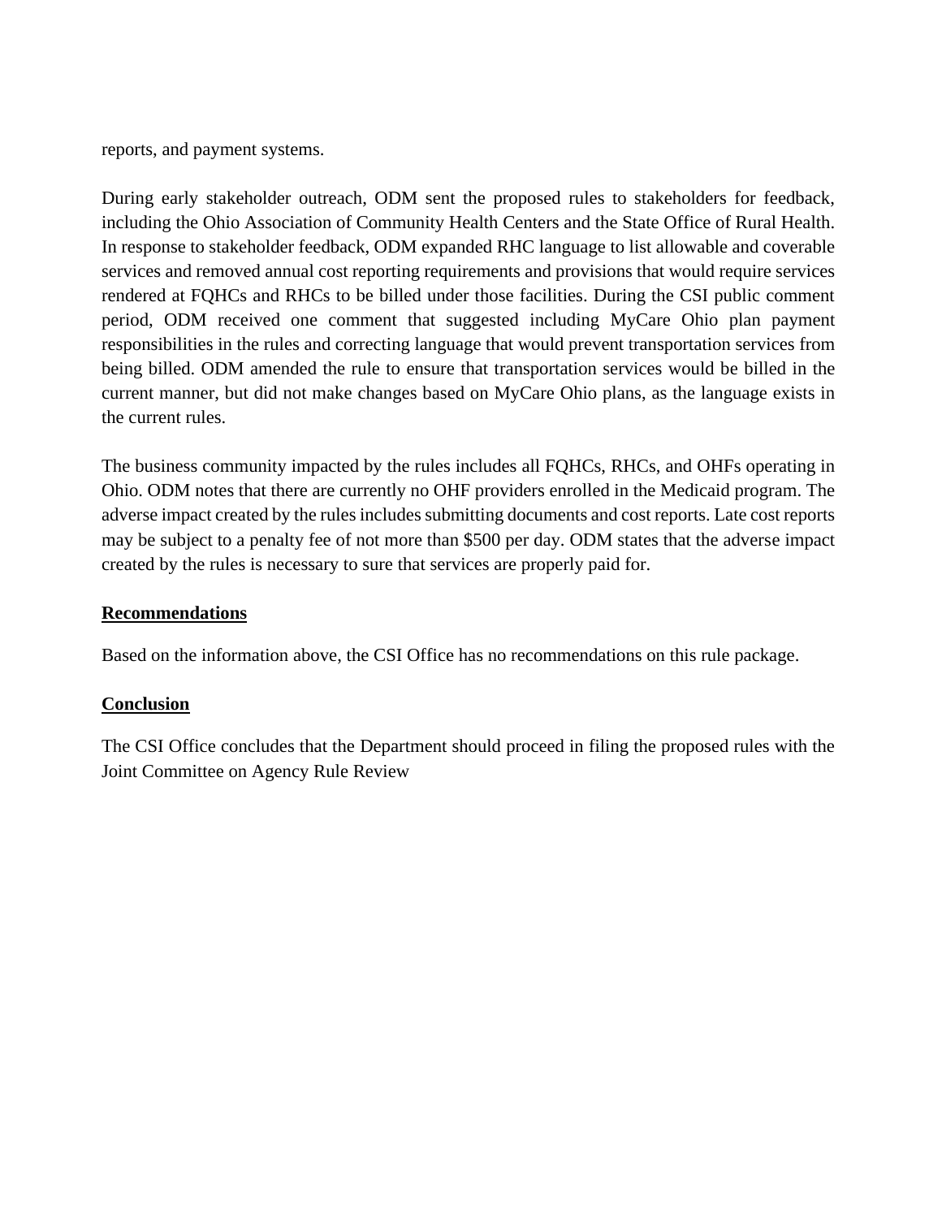reports, and payment systems.

During early stakeholder outreach, ODM sent the proposed rules to stakeholders for feedback, including the Ohio Association of Community Health Centers and the State Office of Rural Health. In response to stakeholder feedback, ODM expanded RHC language to list allowable and coverable services and removed annual cost reporting requirements and provisions that would require services rendered at FQHCs and RHCs to be billed under those facilities. During the CSI public comment period, ODM received one comment that suggested including MyCare Ohio plan payment responsibilities in the rules and correcting language that would prevent transportation services from being billed. ODM amended the rule to ensure that transportation services would be billed in the current manner, but did not make changes based on MyCare Ohio plans, as the language exists in the current rules.

The business community impacted by the rules includes all FQHCs, RHCs, and OHFs operating in Ohio. ODM notes that there are currently no OHF providers enrolled in the Medicaid program. The adverse impact created by the rules includes submitting documents and cost reports. Late cost reports may be subject to a penalty fee of not more than $500 per day. ODM states that the adverse impact created by the rules is necessary to sure that services are properly paid for.

## Recommendations

Based on the information above, the CSI Office has no recommendations on this rule package.

## Conclusion

The CSI Office concludes that the Department should proceed in filing the proposed rules with the Joint Committee on Agency Rule Review